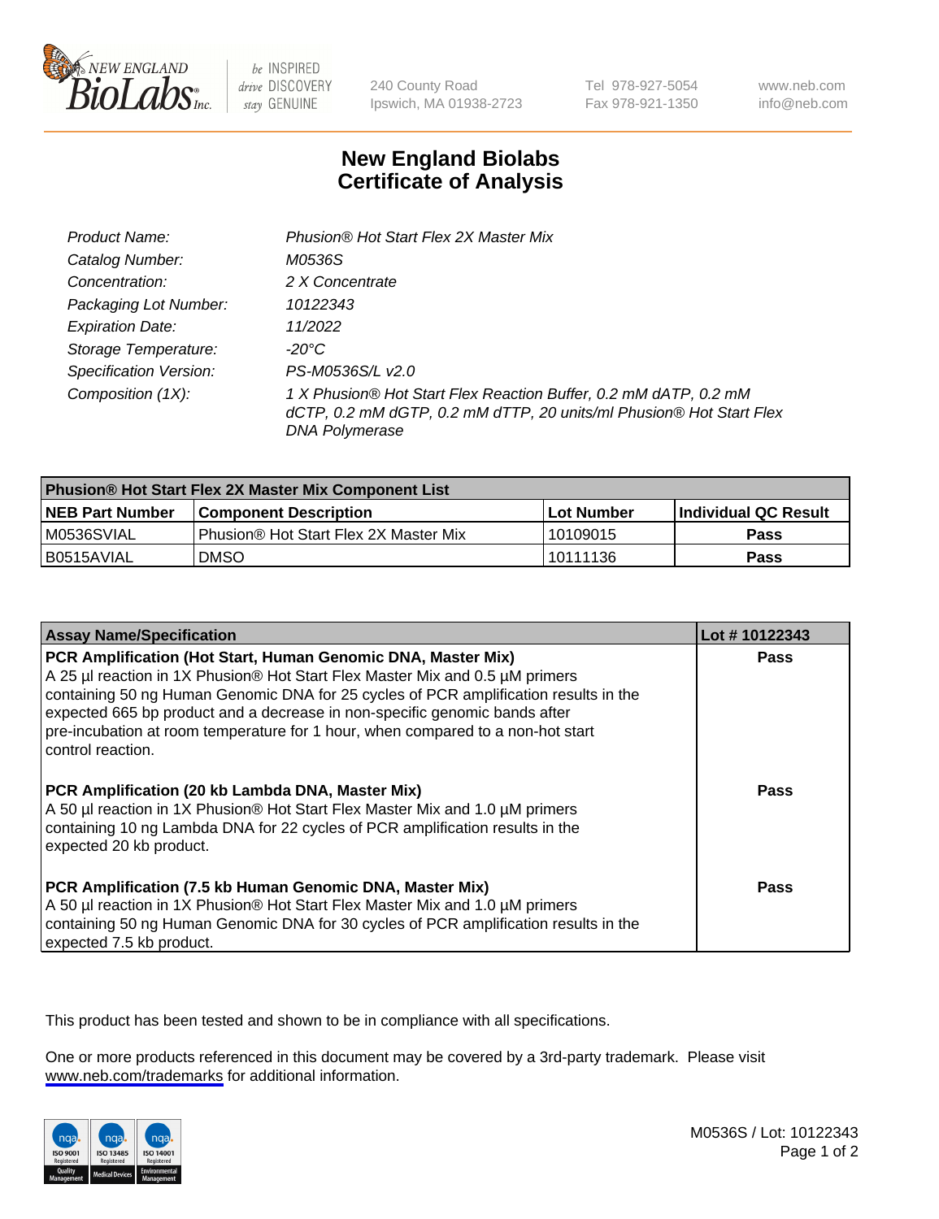New England Biolabs — be INSPIRED drive DISCOVERY stay GENUINE

240 County Road
Ipswich, MA 01938-2723

Tel 978-927-5054
Fax 978-921-1350

www.neb.com
info@neb.com

# New England Biolabs Certificate of Analysis

| | |
|---|---|
| *Product Name:* | *Phusion® Hot Start Flex 2X Master Mix* |
| *Catalog Number:* | *M0536S* |
| *Concentration:* | *2 X Concentrate* |
| *Packaging Lot Number:* | *10122343* |
| *Expiration Date:* | *11/2022* |
| *Storage Temperature:* | *-20°C* |
| *Specification Version:* | *PS-M0536S/L v2.0* |
| *Composition (1X):* | *1 X Phusion® Hot Start Flex Reaction Buffer, 0.2 mM dATP, 0.2 mM dCTP, 0.2 mM dGTP, 0.2 mM dTTP, 20 units/ml Phusion® Hot Start Flex DNA Polymerase* |

| Phusion® Hot Start Flex 2X Master Mix Component List | | | |
|---|---|---|---|
| **NEB Part Number** | **Component Description** | **Lot Number** | **Individual QC Result** |
| M0536SVIAL | Phusion® Hot Start Flex 2X Master Mix | 10109015 | **Pass** |
| B0515AVIAL | DMSO | 10111136 | **Pass** |

| Assay Name/Specification | Lot # 10122343 |
|---|---|
| **PCR Amplification (Hot Start, Human Genomic DNA, Master Mix)** A 25 µl reaction in 1X Phusion® Hot Start Flex Master Mix and 0.5 µM primers containing 50 ng Human Genomic DNA for 25 cycles of PCR amplification results in the expected 665 bp product and a decrease in non-specific genomic bands after pre-incubation at room temperature for 1 hour, when compared to a non-hot start control reaction. | **Pass** |
| **PCR Amplification (20 kb Lambda DNA, Master Mix)** A 50 µl reaction in 1X Phusion® Hot Start Flex Master Mix and 1.0 µM primers containing 10 ng Lambda DNA for 22 cycles of PCR amplification results in the expected 20 kb product. | **Pass** |
| **PCR Amplification (7.5 kb Human Genomic DNA, Master Mix)** A 50 µl reaction in 1X Phusion® Hot Start Flex Master Mix and 1.0 µM primers containing 50 ng Human Genomic DNA for 30 cycles of PCR amplification results in the expected 7.5 kb product. | **Pass** |

This product has been tested and shown to be in compliance with all specifications.

One or more products referenced in this document may be covered by a 3rd-party trademark. Please visit www.neb.com/trademarks for additional information.

ISO 9001 Registered Quality Management | ISO 13485 Registered Medical Devices | ISO 14001 Registered Environmental Management

M0536S / Lot: 10122343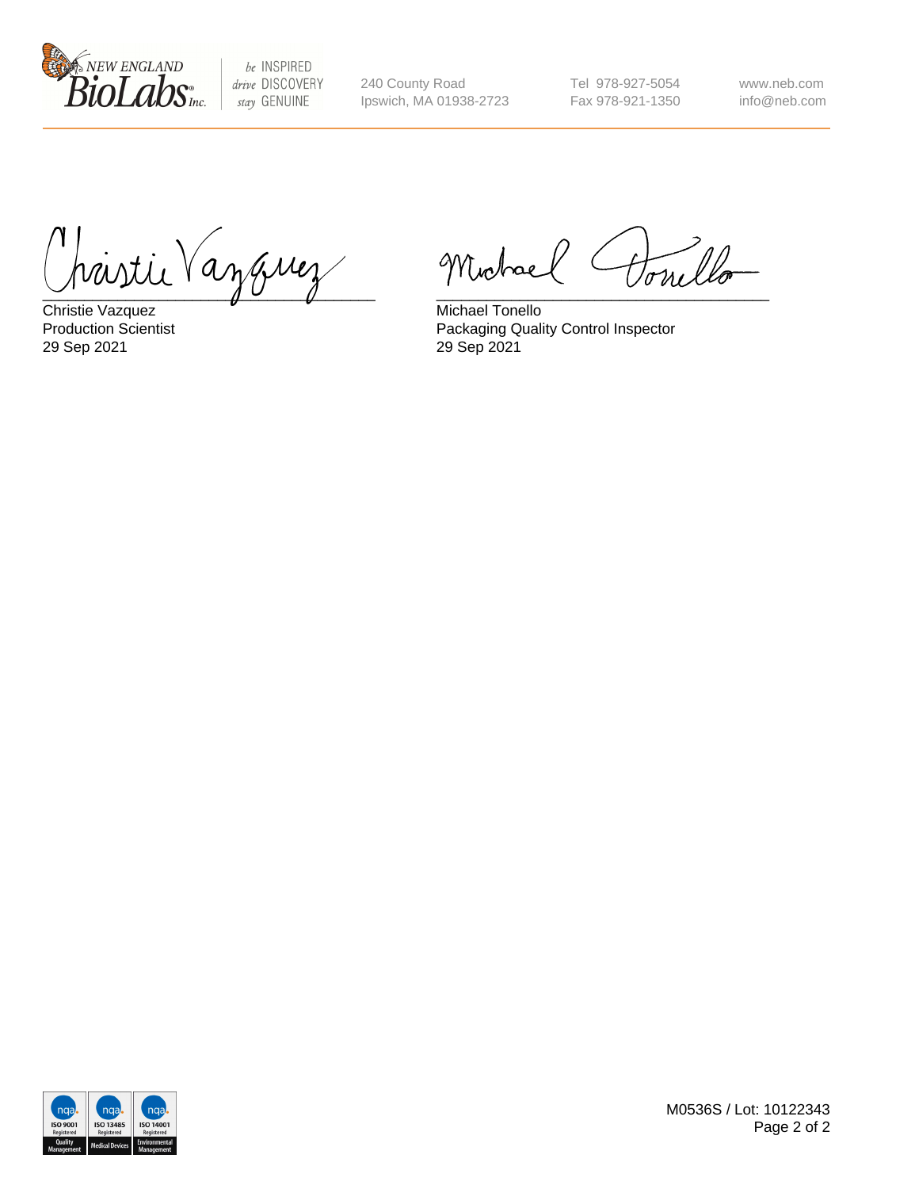Christie Vazquez
Production Scientist
29 Sep 2021

Michael Tonello
Packaging Quality Control Inspector
29 Sep 2021

M0536S / Lot: 10122343